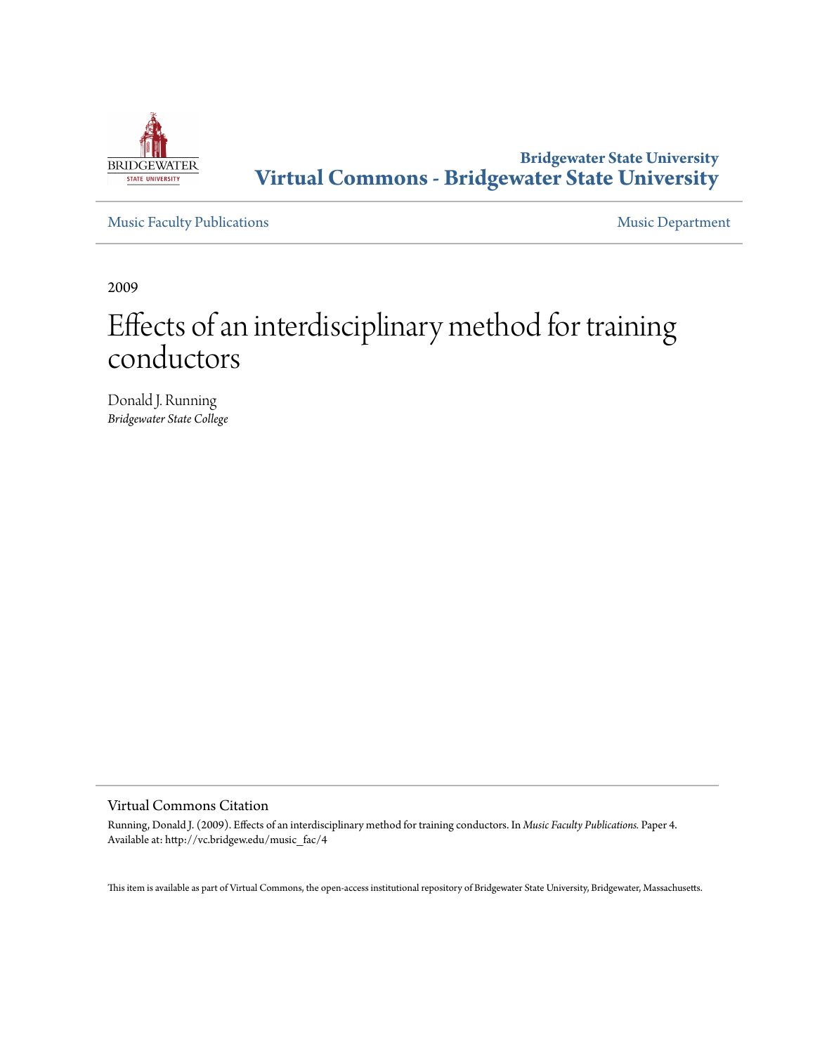Bridgewater State University
**Virtual Commons - Bridgewater State University**

Music Faculty Publications | Music Department

2009

# Effects of an interdisciplinary method for training conductors

Donald J. Running
*Bridgewater State College*

## Virtual Commons Citation

Running, Donald J. (2009). Effects of an interdisciplinary method for training conductors. In *Music Faculty Publications.* Paper 4.
Available at: http://vc.bridgew.edu/music_fac/4

This item is available as part of Virtual Commons, the open-access institutional repository of Bridgewater State University, Bridgewater, Massachusetts.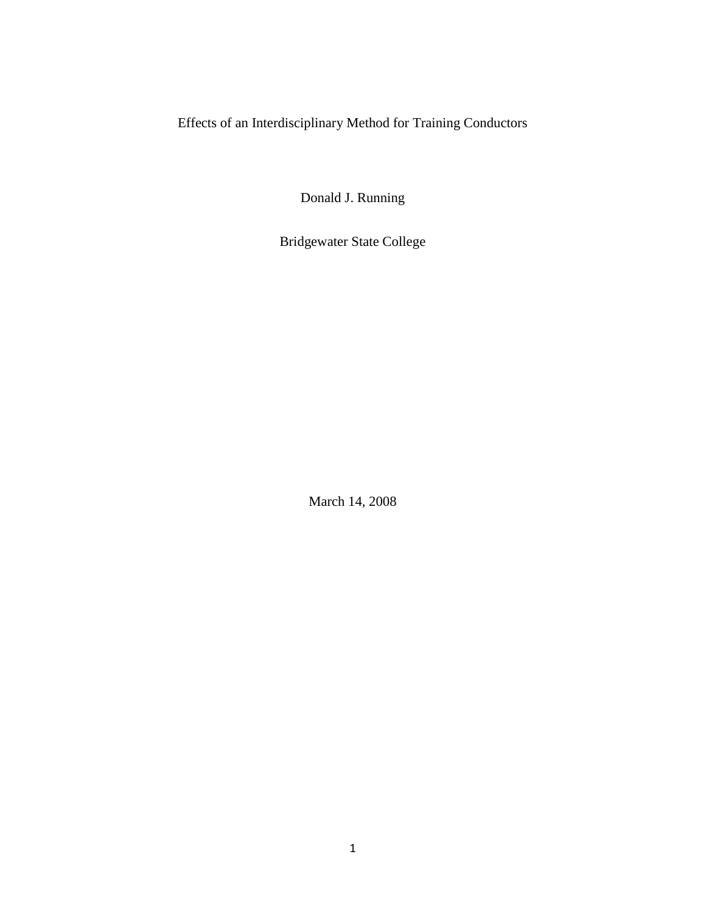# Effects of an Interdisciplinary Method for Training Conductors

Donald J. Running

Bridgewater State College

March 14, 2008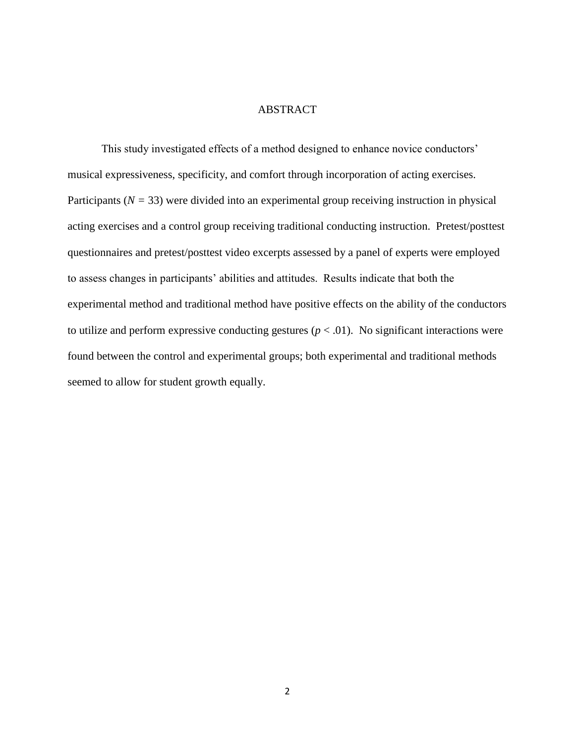# ABSTRACT

This study investigated effects of a method designed to enhance novice conductors' musical expressiveness, specificity, and comfort through incorporation of acting exercises. Participants ($N = 33$) were divided into an experimental group receiving instruction in physical acting exercises and a control group receiving traditional conducting instruction. Pretest/posttest questionnaires and pretest/posttest video excerpts assessed by a panel of experts were employed to assess changes in participants' abilities and attitudes. Results indicate that both the experimental method and traditional method have positive effects on the ability of the conductors to utilize and perform expressive conducting gestures ($p < .01$). No significant interactions were found between the control and experimental groups; both experimental and traditional methods seemed to allow for student growth equally.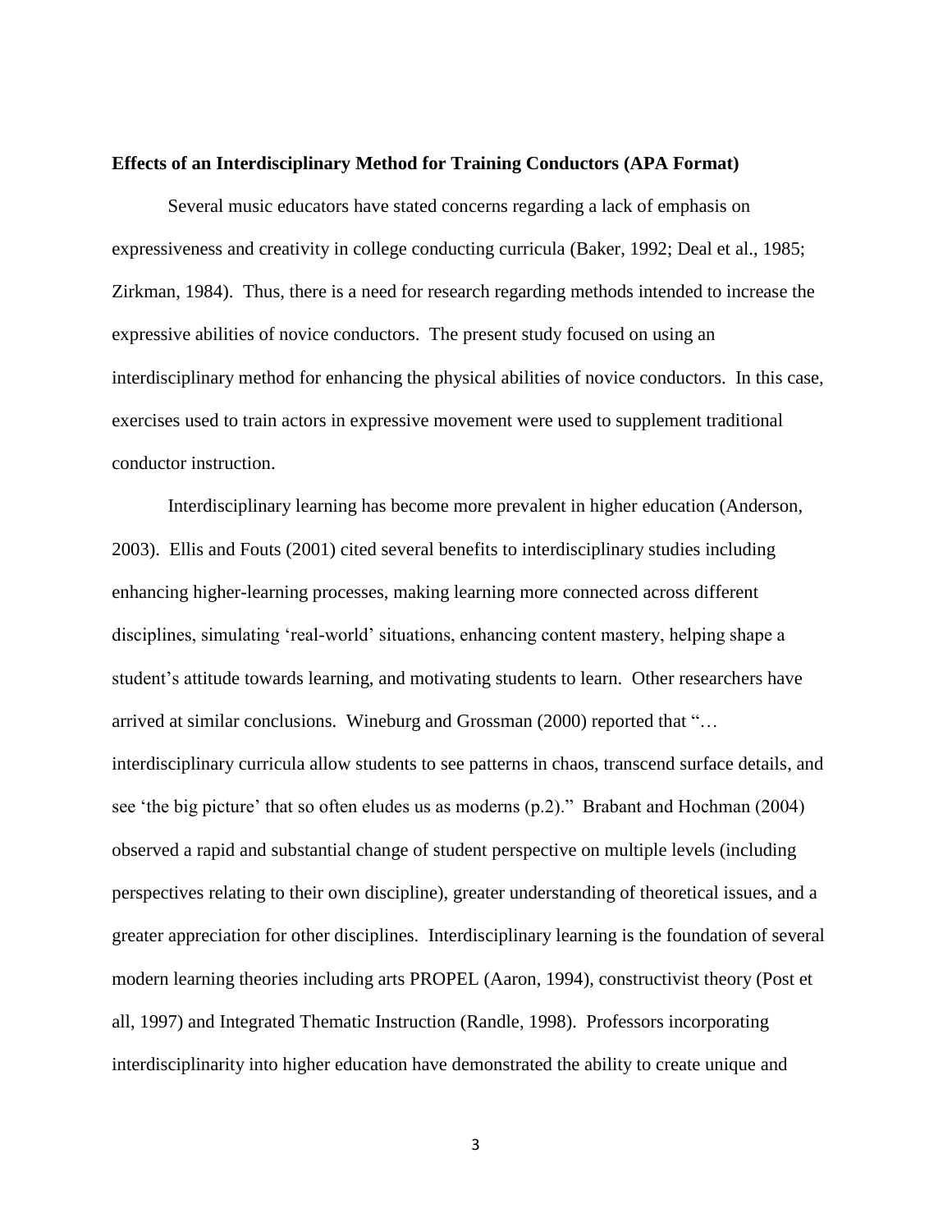**Effects of an Interdisciplinary Method for Training Conductors (APA Format)**

Several music educators have stated concerns regarding a lack of emphasis on expressiveness and creativity in college conducting curricula (Baker, 1992; Deal et al., 1985; Zirkman, 1984). Thus, there is a need for research regarding methods intended to increase the expressive abilities of novice conductors. The present study focused on using an interdisciplinary method for enhancing the physical abilities of novice conductors. In this case, exercises used to train actors in expressive movement were used to supplement traditional conductor instruction.

Interdisciplinary learning has become more prevalent in higher education (Anderson, 2003). Ellis and Fouts (2001) cited several benefits to interdisciplinary studies including enhancing higher-learning processes, making learning more connected across different disciplines, simulating 'real-world' situations, enhancing content mastery, helping shape a student's attitude towards learning, and motivating students to learn. Other researchers have arrived at similar conclusions. Wineburg and Grossman (2000) reported that "… interdisciplinary curricula allow students to see patterns in chaos, transcend surface details, and see 'the big picture' that so often eludes us as moderns (p.2)." Brabant and Hochman (2004) observed a rapid and substantial change of student perspective on multiple levels (including perspectives relating to their own discipline), greater understanding of theoretical issues, and a greater appreciation for other disciplines. Interdisciplinary learning is the foundation of several modern learning theories including arts PROPEL (Aaron, 1994), constructivist theory (Post et all, 1997) and Integrated Thematic Instruction (Randle, 1998). Professors incorporating interdisciplinarity into higher education have demonstrated the ability to create unique and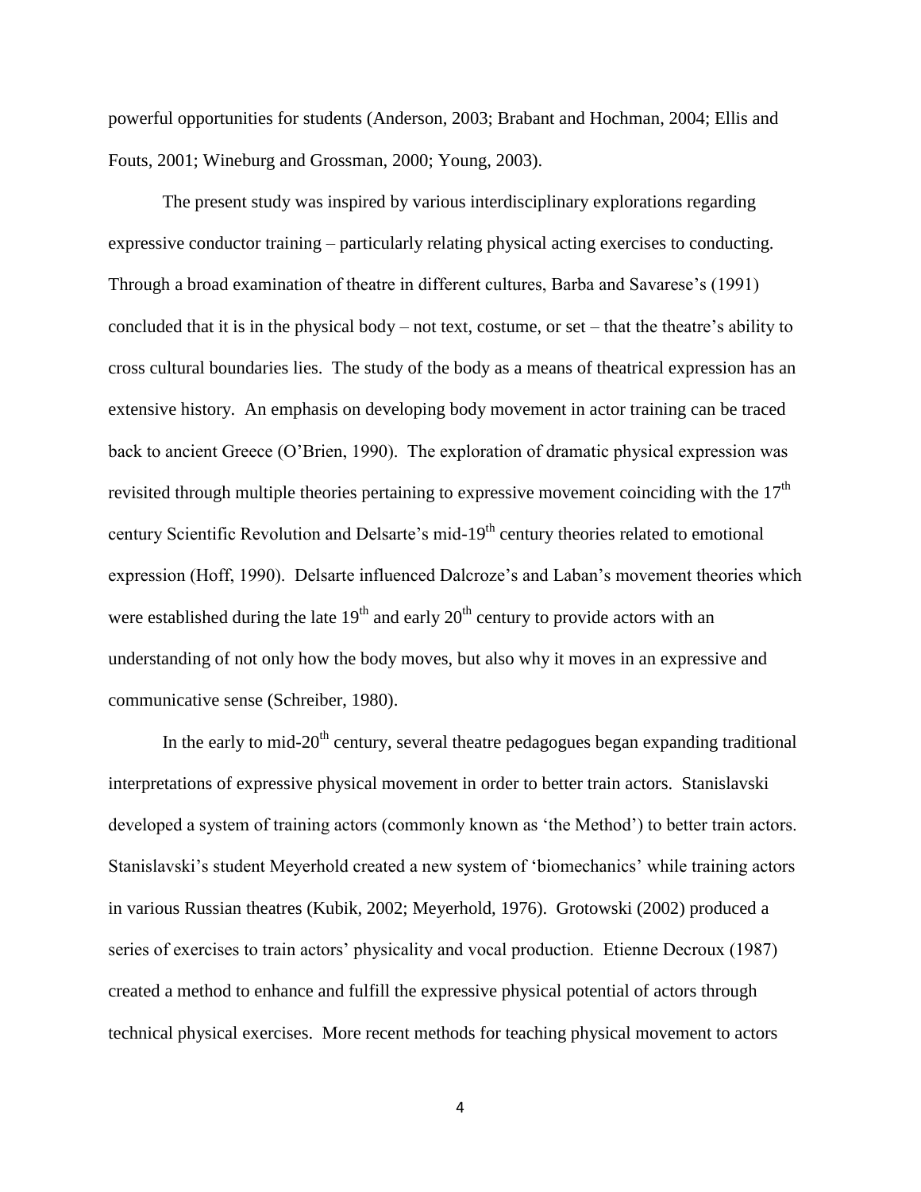powerful opportunities for students (Anderson, 2003; Brabant and Hochman, 2004; Ellis and Fouts, 2001; Wineburg and Grossman, 2000; Young, 2003).

The present study was inspired by various interdisciplinary explorations regarding expressive conductor training – particularly relating physical acting exercises to conducting. Through a broad examination of theatre in different cultures, Barba and Savarese's (1991) concluded that it is in the physical body – not text, costume, or set – that the theatre's ability to cross cultural boundaries lies. The study of the body as a means of theatrical expression has an extensive history. An emphasis on developing body movement in actor training can be traced back to ancient Greece (O'Brien, 1990). The exploration of dramatic physical expression was revisited through multiple theories pertaining to expressive movement coinciding with the 17th century Scientific Revolution and Delsarte's mid-19th century theories related to emotional expression (Hoff, 1990). Delsarte influenced Dalcroze's and Laban's movement theories which were established during the late 19th and early 20th century to provide actors with an understanding of not only how the body moves, but also why it moves in an expressive and communicative sense (Schreiber, 1980).

In the early to mid-20th century, several theatre pedagogues began expanding traditional interpretations of expressive physical movement in order to better train actors. Stanislavski developed a system of training actors (commonly known as 'the Method') to better train actors. Stanislavski's student Meyerhold created a new system of 'biomechanics' while training actors in various Russian theatres (Kubik, 2002; Meyerhold, 1976). Grotowski (2002) produced a series of exercises to train actors' physicality and vocal production. Etienne Decroux (1987) created a method to enhance and fulfill the expressive physical potential of actors through technical physical exercises. More recent methods for teaching physical movement to actors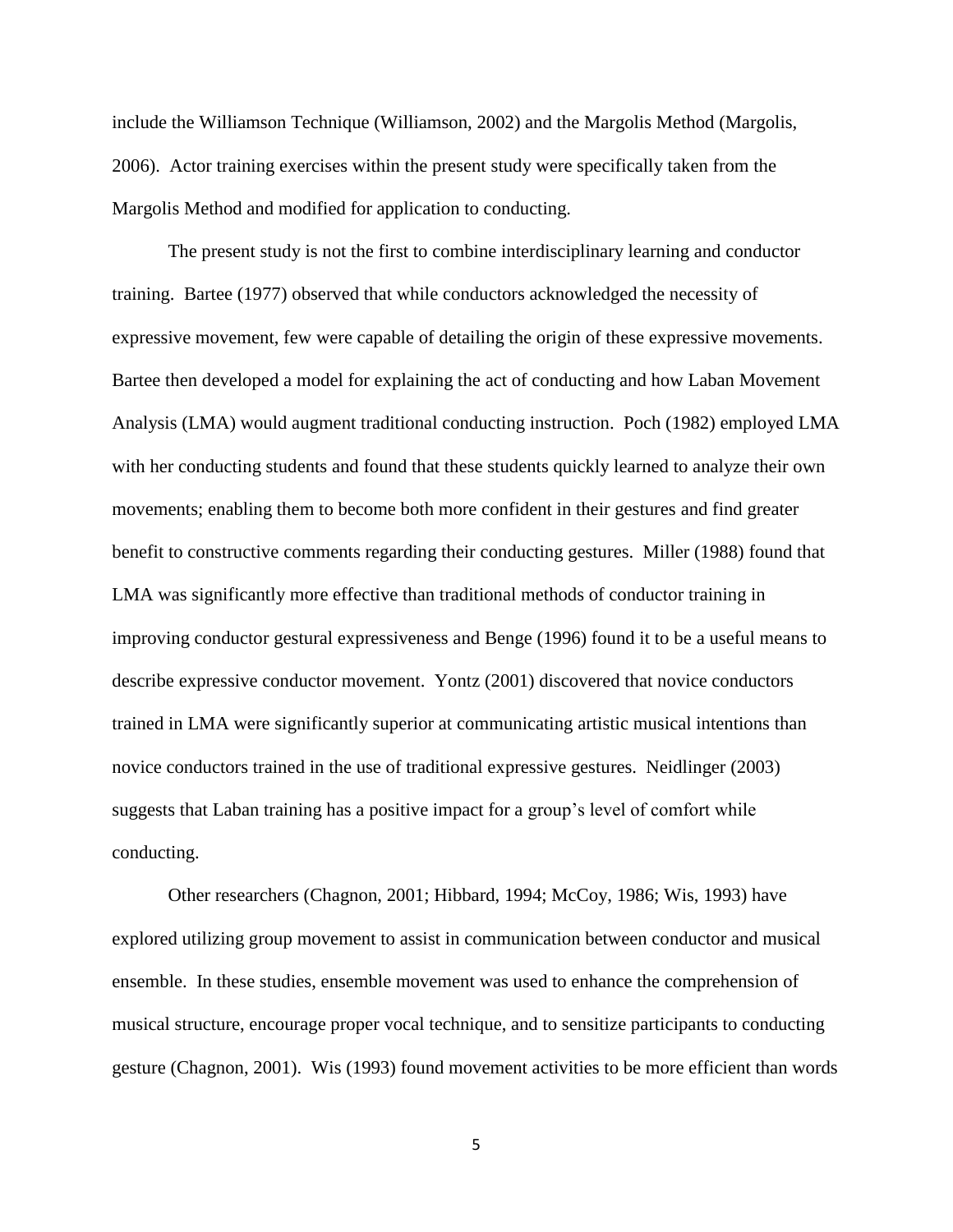include the Williamson Technique (Williamson, 2002) and the Margolis Method (Margolis, 2006). Actor training exercises within the present study were specifically taken from the Margolis Method and modified for application to conducting.

The present study is not the first to combine interdisciplinary learning and conductor training. Bartee (1977) observed that while conductors acknowledged the necessity of expressive movement, few were capable of detailing the origin of these expressive movements. Bartee then developed a model for explaining the act of conducting and how Laban Movement Analysis (LMA) would augment traditional conducting instruction. Poch (1982) employed LMA with her conducting students and found that these students quickly learned to analyze their own movements; enabling them to become both more confident in their gestures and find greater benefit to constructive comments regarding their conducting gestures. Miller (1988) found that LMA was significantly more effective than traditional methods of conductor training in improving conductor gestural expressiveness and Benge (1996) found it to be a useful means to describe expressive conductor movement. Yontz (2001) discovered that novice conductors trained in LMA were significantly superior at communicating artistic musical intentions than novice conductors trained in the use of traditional expressive gestures. Neidlinger (2003) suggests that Laban training has a positive impact for a group's level of comfort while conducting.

Other researchers (Chagnon, 2001; Hibbard, 1994; McCoy, 1986; Wis, 1993) have explored utilizing group movement to assist in communication between conductor and musical ensemble. In these studies, ensemble movement was used to enhance the comprehension of musical structure, encourage proper vocal technique, and to sensitize participants to conducting gesture (Chagnon, 2001). Wis (1993) found movement activities to be more efficient than words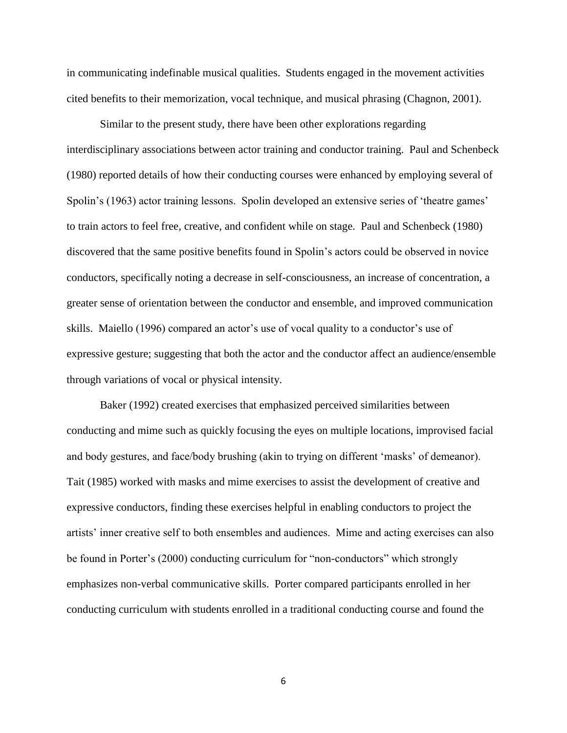in communicating indefinable musical qualities. Students engaged in the movement activities cited benefits to their memorization, vocal technique, and musical phrasing (Chagnon, 2001).

Similar to the present study, there have been other explorations regarding interdisciplinary associations between actor training and conductor training. Paul and Schenbeck (1980) reported details of how their conducting courses were enhanced by employing several of Spolin's (1963) actor training lessons. Spolin developed an extensive series of 'theatre games' to train actors to feel free, creative, and confident while on stage. Paul and Schenbeck (1980) discovered that the same positive benefits found in Spolin's actors could be observed in novice conductors, specifically noting a decrease in self-consciousness, an increase of concentration, a greater sense of orientation between the conductor and ensemble, and improved communication skills. Maiello (1996) compared an actor's use of vocal quality to a conductor's use of expressive gesture; suggesting that both the actor and the conductor affect an audience/ensemble through variations of vocal or physical intensity.

Baker (1992) created exercises that emphasized perceived similarities between conducting and mime such as quickly focusing the eyes on multiple locations, improvised facial and body gestures, and face/body brushing (akin to trying on different 'masks' of demeanor). Tait (1985) worked with masks and mime exercises to assist the development of creative and expressive conductors, finding these exercises helpful in enabling conductors to project the artists' inner creative self to both ensembles and audiences. Mime and acting exercises can also be found in Porter's (2000) conducting curriculum for "non-conductors" which strongly emphasizes non-verbal communicative skills. Porter compared participants enrolled in her conducting curriculum with students enrolled in a traditional conducting course and found the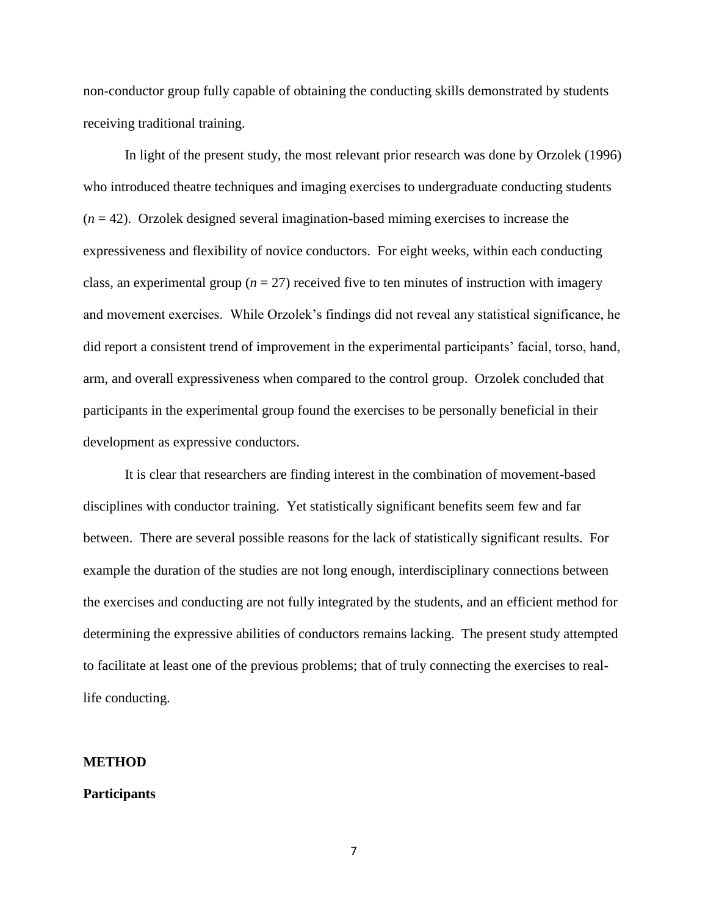non-conductor group fully capable of obtaining the conducting skills demonstrated by students receiving traditional training.

In light of the present study, the most relevant prior research was done by Orzolek (1996) who introduced theatre techniques and imaging exercises to undergraduate conducting students ($n$ = 42). Orzolek designed several imagination-based miming exercises to increase the expressiveness and flexibility of novice conductors. For eight weeks, within each conducting class, an experimental group ($n$ = 27) received five to ten minutes of instruction with imagery and movement exercises. While Orzolek's findings did not reveal any statistical significance, he did report a consistent trend of improvement in the experimental participants' facial, torso, hand, arm, and overall expressiveness when compared to the control group. Orzolek concluded that participants in the experimental group found the exercises to be personally beneficial in their development as expressive conductors.

It is clear that researchers are finding interest in the combination of movement-based disciplines with conductor training. Yet statistically significant benefits seem few and far between. There are several possible reasons for the lack of statistically significant results. For example the duration of the studies are not long enough, interdisciplinary connections between the exercises and conducting are not fully integrated by the students, and an efficient method for determining the expressive abilities of conductors remains lacking. The present study attempted to facilitate at least one of the previous problems; that of truly connecting the exercises to real-life conducting.

## METHOD

### Participants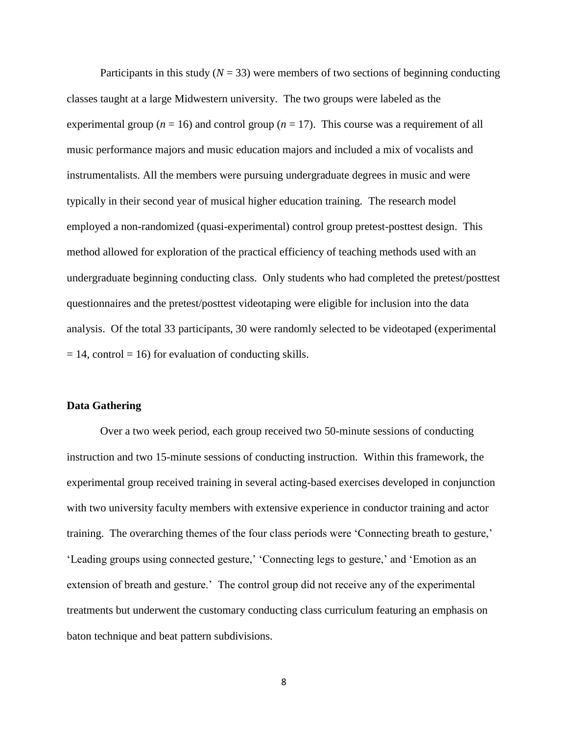Participants in this study ($N = 33$) were members of two sections of beginning conducting classes taught at a large Midwestern university. The two groups were labeled as the experimental group ($n = 16$) and control group ($n = 17$). This course was a requirement of all music performance majors and music education majors and included a mix of vocalists and instrumentalists. All the members were pursuing undergraduate degrees in music and were typically in their second year of musical higher education training. The research model employed a non-randomized (quasi-experimental) control group pretest-posttest design. This method allowed for exploration of the practical efficiency of teaching methods used with an undergraduate beginning conducting class. Only students who had completed the pretest/posttest questionnaires and the pretest/posttest videotaping were eligible for inclusion into the data analysis. Of the total 33 participants, 30 were randomly selected to be videotaped (experimental = 14, control = 16) for evaluation of conducting skills.

**Data Gathering**

Over a two week period, each group received two 50-minute sessions of conducting instruction and two 15-minute sessions of conducting instruction. Within this framework, the experimental group received training in several acting-based exercises developed in conjunction with two university faculty members with extensive experience in conductor training and actor training. The overarching themes of the four class periods were 'Connecting breath to gesture,' 'Leading groups using connected gesture,' 'Connecting legs to gesture,' and 'Emotion as an extension of breath and gesture.' The control group did not receive any of the experimental treatments but underwent the customary conducting class curriculum featuring an emphasis on baton technique and beat pattern subdivisions.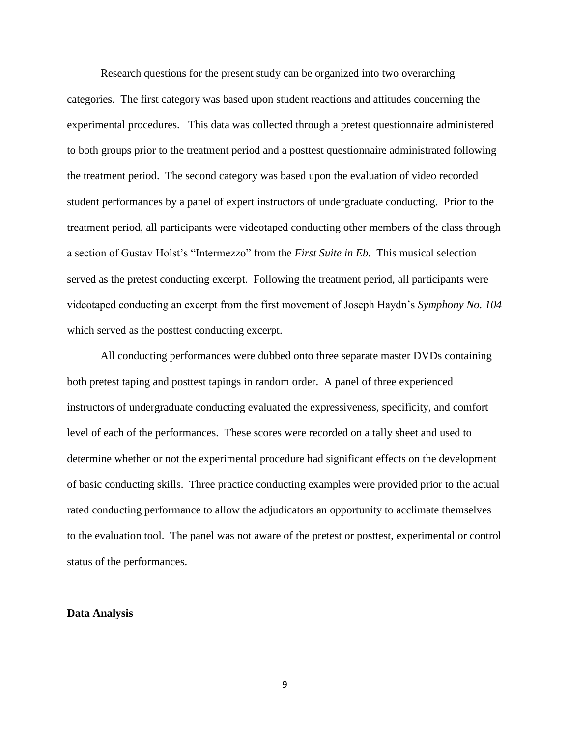Research questions for the present study can be organized into two overarching categories. The first category was based upon student reactions and attitudes concerning the experimental procedures. This data was collected through a pretest questionnaire administered to both groups prior to the treatment period and a posttest questionnaire administrated following the treatment period. The second category was based upon the evaluation of video recorded student performances by a panel of expert instructors of undergraduate conducting. Prior to the treatment period, all participants were videotaped conducting other members of the class through a section of Gustav Holst's "Intermezzo" from the *First Suite in Eb.* This musical selection served as the pretest conducting excerpt. Following the treatment period, all participants were videotaped conducting an excerpt from the first movement of Joseph Haydn's *Symphony No. 104* which served as the posttest conducting excerpt.

All conducting performances were dubbed onto three separate master DVDs containing both pretest taping and posttest tapings in random order. A panel of three experienced instructors of undergraduate conducting evaluated the expressiveness, specificity, and comfort level of each of the performances. These scores were recorded on a tally sheet and used to determine whether or not the experimental procedure had significant effects on the development of basic conducting skills. Three practice conducting examples were provided prior to the actual rated conducting performance to allow the adjudicators an opportunity to acclimate themselves to the evaluation tool. The panel was not aware of the pretest or posttest, experimental or control status of the performances.

**Data Analysis**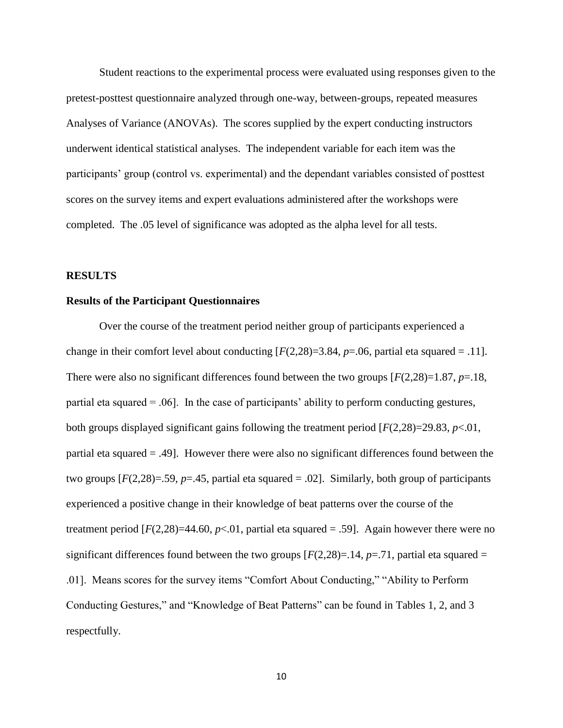Student reactions to the experimental process were evaluated using responses given to the pretest-posttest questionnaire analyzed through one-way, between-groups, repeated measures Analyses of Variance (ANOVAs). The scores supplied by the expert conducting instructors underwent identical statistical analyses. The independent variable for each item was the participants' group (control vs. experimental) and the dependant variables consisted of posttest scores on the survey items and expert evaluations administered after the workshops were completed. The .05 level of significance was adopted as the alpha level for all tests.

## RESULTS

### Results of the Participant Questionnaires

Over the course of the treatment period neither group of participants experienced a change in their comfort level about conducting [$F(2,28)=3.84$, $p=.06$, partial eta squared = .11]. There were also no significant differences found between the two groups [$F(2,28)=1.87$, $p=.18$, partial eta squared = .06]. In the case of participants' ability to perform conducting gestures, both groups displayed significant gains following the treatment period [$F(2,28)=29.83$, $p<.01$, partial eta squared = .49]. However there were also no significant differences found between the two groups [$F(2,28)=.59$, $p=.45$, partial eta squared = .02]. Similarly, both group of participants experienced a positive change in their knowledge of beat patterns over the course of the treatment period [$F(2,28)=44.60$, $p<.01$, partial eta squared = .59]. Again however there were no significant differences found between the two groups [$F(2,28)=.14$, $p=.71$, partial eta squared = .01]. Means scores for the survey items "Comfort About Conducting," "Ability to Perform Conducting Gestures," and "Knowledge of Beat Patterns" can be found in Tables 1, 2, and 3 respectfully.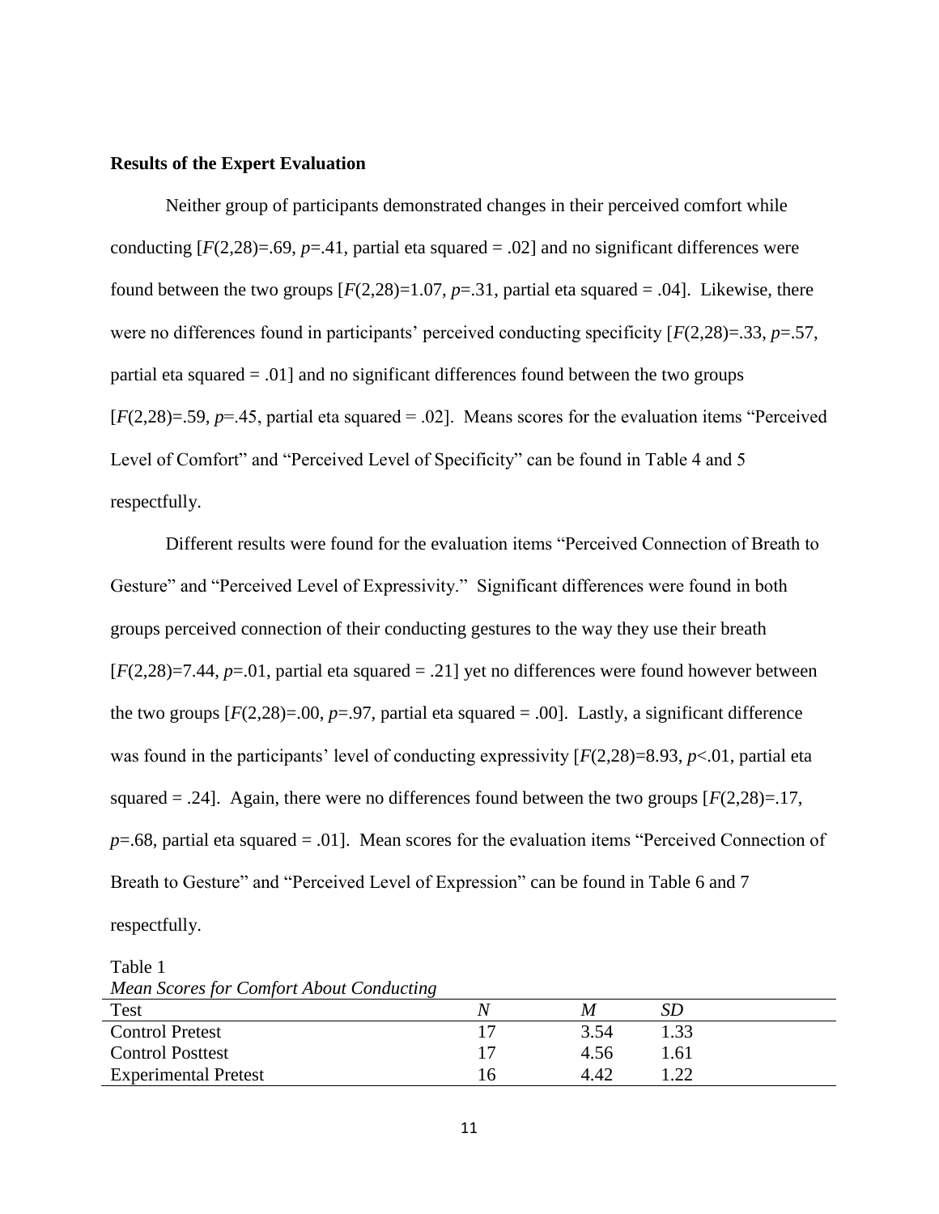**Results of the Expert Evaluation**

Neither group of participants demonstrated changes in their perceived comfort while conducting [$F(2,28)=.69$, $p=.41$, partial eta squared = .02] and no significant differences were found between the two groups [$F(2,28)=1.07$, $p=.31$, partial eta squared = .04]. Likewise, there were no differences found in participants' perceived conducting specificity [$F(2,28)=.33$, $p=.57$, partial eta squared = .01] and no significant differences found between the two groups [$F(2,28)=.59$, $p=.45$, partial eta squared = .02]. Means scores for the evaluation items "Perceived Level of Comfort" and "Perceived Level of Specificity" can be found in Table 4 and 5 respectfully.

Different results were found for the evaluation items "Perceived Connection of Breath to Gesture" and "Perceived Level of Expressivity." Significant differences were found in both groups perceived connection of their conducting gestures to the way they use their breath [$F(2,28)=7.44$, $p=.01$, partial eta squared = .21] yet no differences were found however between the two groups [$F(2,28)=.00$, $p=.97$, partial eta squared = .00]. Lastly, a significant difference was found in the participants' level of conducting expressivity [$F(2,28)=8.93$, $p<.01$, partial eta squared = .24]. Again, there were no differences found between the two groups [$F(2,28)=.17$, $p=.68$, partial eta squared = .01]. Mean scores for the evaluation items "Perceived Connection of Breath to Gesture" and "Perceived Level of Expression" can be found in Table 6 and 7 respectfully.

Table 1

*Mean Scores for Comfort About Conducting*

| Test | *N* | *M* | *SD* |
|---|---|---|---|
| Control Pretest | 17 | 3.54 | 1.33 |
| Control Posttest | 17 | 4.56 | 1.61 |
| Experimental Pretest | 16 | 4.42 | 1.22 |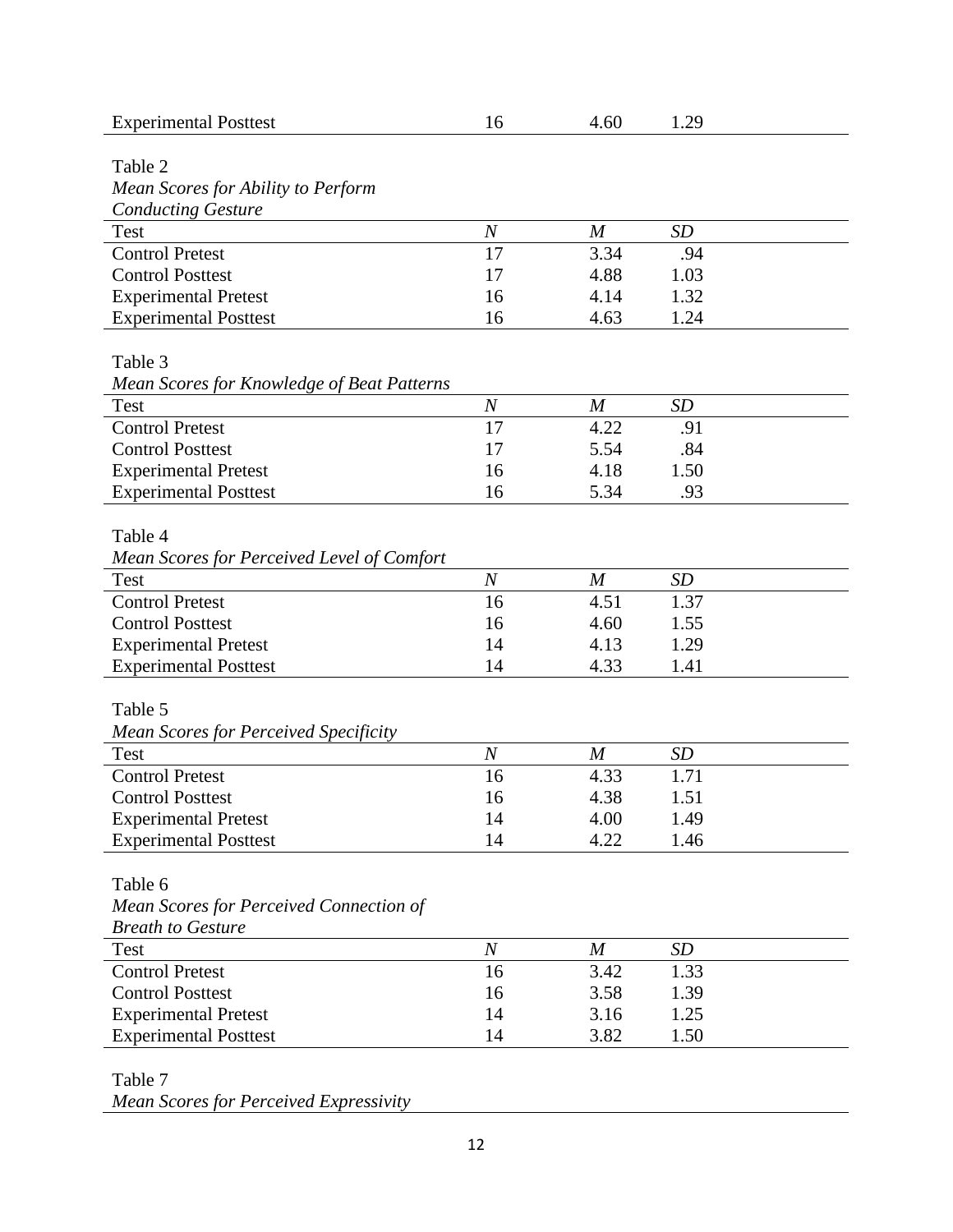| Experimental Posttest | 16 | 4.60 | 1.29 |
|---|---|---|---|

Table 2
*Mean Scores for Ability to Perform Conducting Gesture*

| Test | *N* | *M* | *SD* |
|---|---|---|---|
| Control Pretest | 17 | 3.34 | .94 |
| Control Posttest | 17 | 4.88 | 1.03 |
| Experimental Pretest | 16 | 4.14 | 1.32 |
| Experimental Posttest | 16 | 4.63 | 1.24 |

Table 3
*Mean Scores for Knowledge of Beat Patterns*

| Test | *N* | *M* | *SD* |
|---|---|---|---|
| Control Pretest | 17 | 4.22 | .91 |
| Control Posttest | 17 | 5.54 | .84 |
| Experimental Pretest | 16 | 4.18 | 1.50 |
| Experimental Posttest | 16 | 5.34 | .93 |

Table 4
*Mean Scores for Perceived Level of Comfort*

| Test | *N* | *M* | *SD* |
|---|---|---|---|
| Control Pretest | 16 | 4.51 | 1.37 |
| Control Posttest | 16 | 4.60 | 1.55 |
| Experimental Pretest | 14 | 4.13 | 1.29 |
| Experimental Posttest | 14 | 4.33 | 1.41 |

Table 5
*Mean Scores for Perceived Specificity*

| Test | *N* | *M* | *SD* |
|---|---|---|---|
| Control Pretest | 16 | 4.33 | 1.71 |
| Control Posttest | 16 | 4.38 | 1.51 |
| Experimental Pretest | 14 | 4.00 | 1.49 |
| Experimental Posttest | 14 | 4.22 | 1.46 |

Table 6
*Mean Scores for Perceived Connection of Breath to Gesture*

| Test | *N* | *M* | *SD* |
|---|---|---|---|
| Control Pretest | 16 | 3.42 | 1.33 |
| Control Posttest | 16 | 3.58 | 1.39 |
| Experimental Pretest | 14 | 3.16 | 1.25 |
| Experimental Posttest | 14 | 3.82 | 1.50 |

Table 7
*Mean Scores for Perceived Expressivity*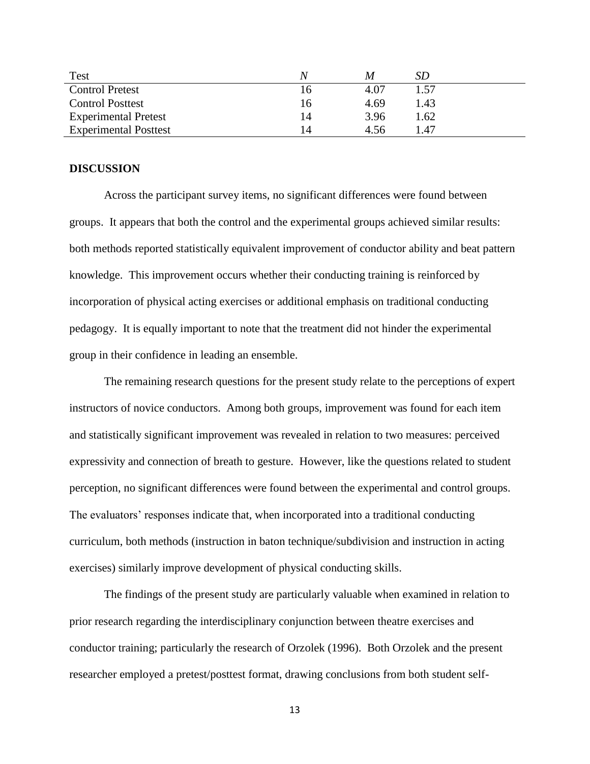| Test | *N* | *M* | *SD* |
| --- | --- | --- | --- |
| Control Pretest | 16 | 4.07 | 1.57 |
| Control Posttest | 16 | 4.69 | 1.43 |
| Experimental Pretest | 14 | 3.96 | 1.62 |
| Experimental Posttest | 14 | 4.56 | 1.47 |

## DISCUSSION

Across the participant survey items, no significant differences were found between groups. It appears that both the control and the experimental groups achieved similar results: both methods reported statistically equivalent improvement of conductor ability and beat pattern knowledge. This improvement occurs whether their conducting training is reinforced by incorporation of physical acting exercises or additional emphasis on traditional conducting pedagogy. It is equally important to note that the treatment did not hinder the experimental group in their confidence in leading an ensemble.

The remaining research questions for the present study relate to the perceptions of expert instructors of novice conductors. Among both groups, improvement was found for each item and statistically significant improvement was revealed in relation to two measures: perceived expressivity and connection of breath to gesture. However, like the questions related to student perception, no significant differences were found between the experimental and control groups. The evaluators' responses indicate that, when incorporated into a traditional conducting curriculum, both methods (instruction in baton technique/subdivision and instruction in acting exercises) similarly improve development of physical conducting skills.

The findings of the present study are particularly valuable when examined in relation to prior research regarding the interdisciplinary conjunction between theatre exercises and conductor training; particularly the research of Orzolek (1996). Both Orzolek and the present researcher employed a pretest/posttest format, drawing conclusions from both student self-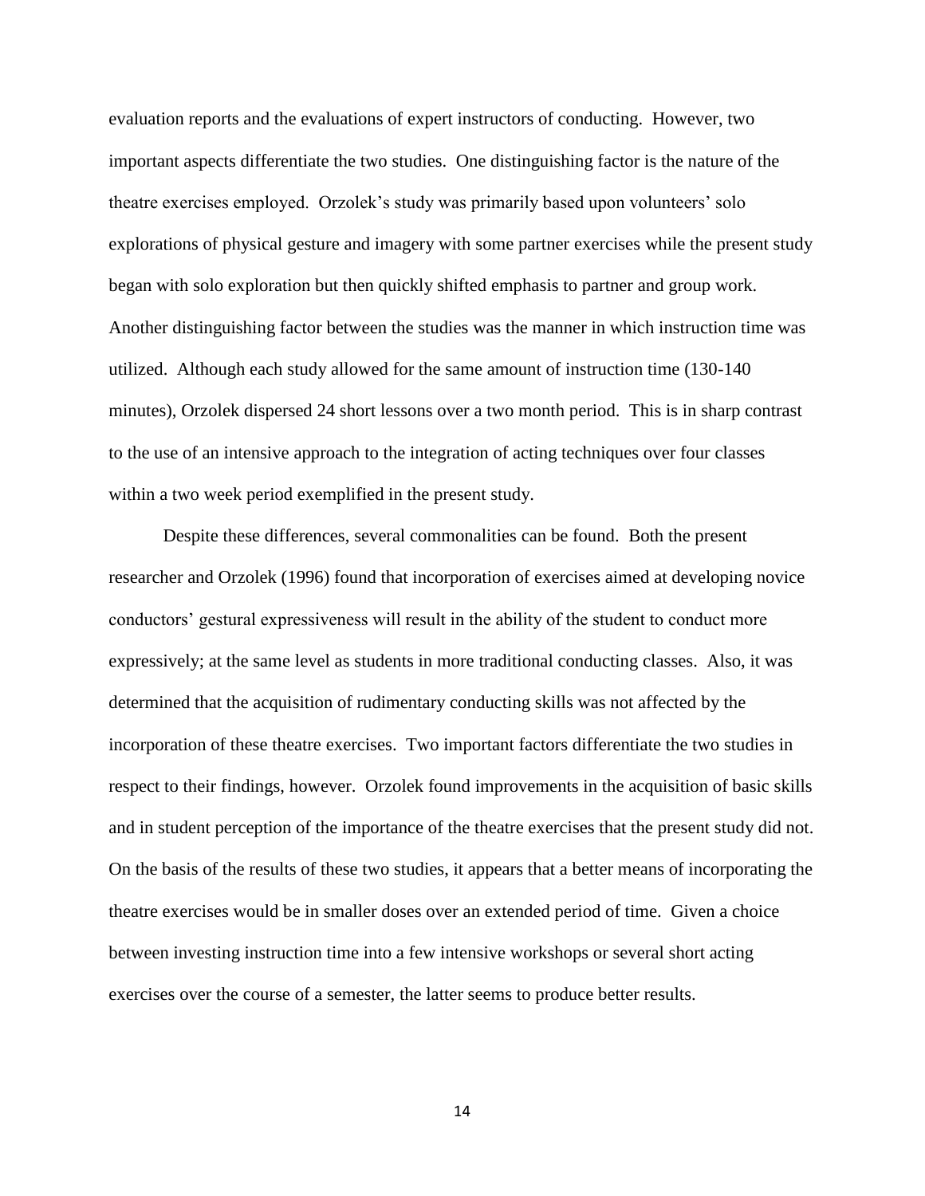evaluation reports and the evaluations of expert instructors of conducting. However, two important aspects differentiate the two studies. One distinguishing factor is the nature of the theatre exercises employed. Orzolek's study was primarily based upon volunteers' solo explorations of physical gesture and imagery with some partner exercises while the present study began with solo exploration but then quickly shifted emphasis to partner and group work. Another distinguishing factor between the studies was the manner in which instruction time was utilized. Although each study allowed for the same amount of instruction time (130-140 minutes), Orzolek dispersed 24 short lessons over a two month period. This is in sharp contrast to the use of an intensive approach to the integration of acting techniques over four classes within a two week period exemplified in the present study.

Despite these differences, several commonalities can be found. Both the present researcher and Orzolek (1996) found that incorporation of exercises aimed at developing novice conductors' gestural expressiveness will result in the ability of the student to conduct more expressively; at the same level as students in more traditional conducting classes. Also, it was determined that the acquisition of rudimentary conducting skills was not affected by the incorporation of these theatre exercises. Two important factors differentiate the two studies in respect to their findings, however. Orzolek found improvements in the acquisition of basic skills and in student perception of the importance of the theatre exercises that the present study did not. On the basis of the results of these two studies, it appears that a better means of incorporating the theatre exercises would be in smaller doses over an extended period of time. Given a choice between investing instruction time into a few intensive workshops or several short acting exercises over the course of a semester, the latter seems to produce better results.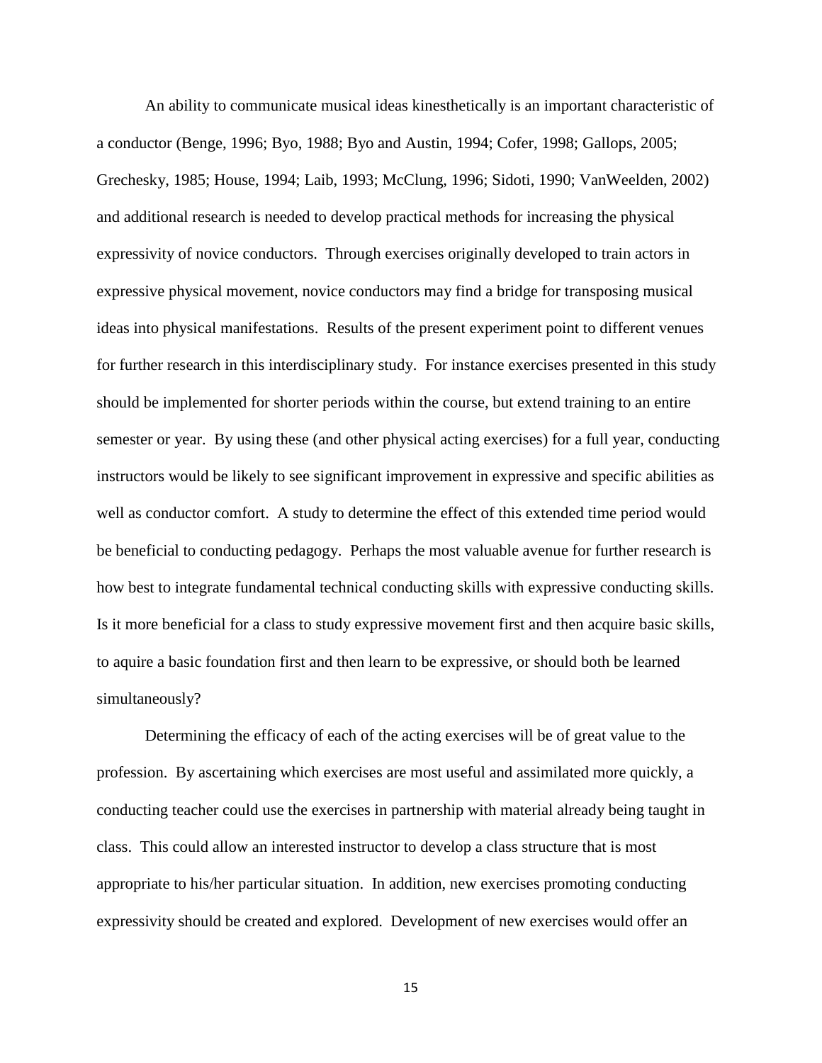An ability to communicate musical ideas kinesthetically is an important characteristic of a conductor (Benge, 1996; Byo, 1988; Byo and Austin, 1994; Cofer, 1998; Gallops, 2005; Grechesky, 1985; House, 1994; Laib, 1993; McClung, 1996; Sidoti, 1990; VanWeelden, 2002) and additional research is needed to develop practical methods for increasing the physical expressivity of novice conductors. Through exercises originally developed to train actors in expressive physical movement, novice conductors may find a bridge for transposing musical ideas into physical manifestations. Results of the present experiment point to different venues for further research in this interdisciplinary study. For instance exercises presented in this study should be implemented for shorter periods within the course, but extend training to an entire semester or year. By using these (and other physical acting exercises) for a full year, conducting instructors would be likely to see significant improvement in expressive and specific abilities as well as conductor comfort. A study to determine the effect of this extended time period would be beneficial to conducting pedagogy. Perhaps the most valuable avenue for further research is how best to integrate fundamental technical conducting skills with expressive conducting skills. Is it more beneficial for a class to study expressive movement first and then acquire basic skills, to aquire a basic foundation first and then learn to be expressive, or should both be learned simultaneously?

Determining the efficacy of each of the acting exercises will be of great value to the profession. By ascertaining which exercises are most useful and assimilated more quickly, a conducting teacher could use the exercises in partnership with material already being taught in class. This could allow an interested instructor to develop a class structure that is most appropriate to his/her particular situation. In addition, new exercises promoting conducting expressivity should be created and explored. Development of new exercises would offer an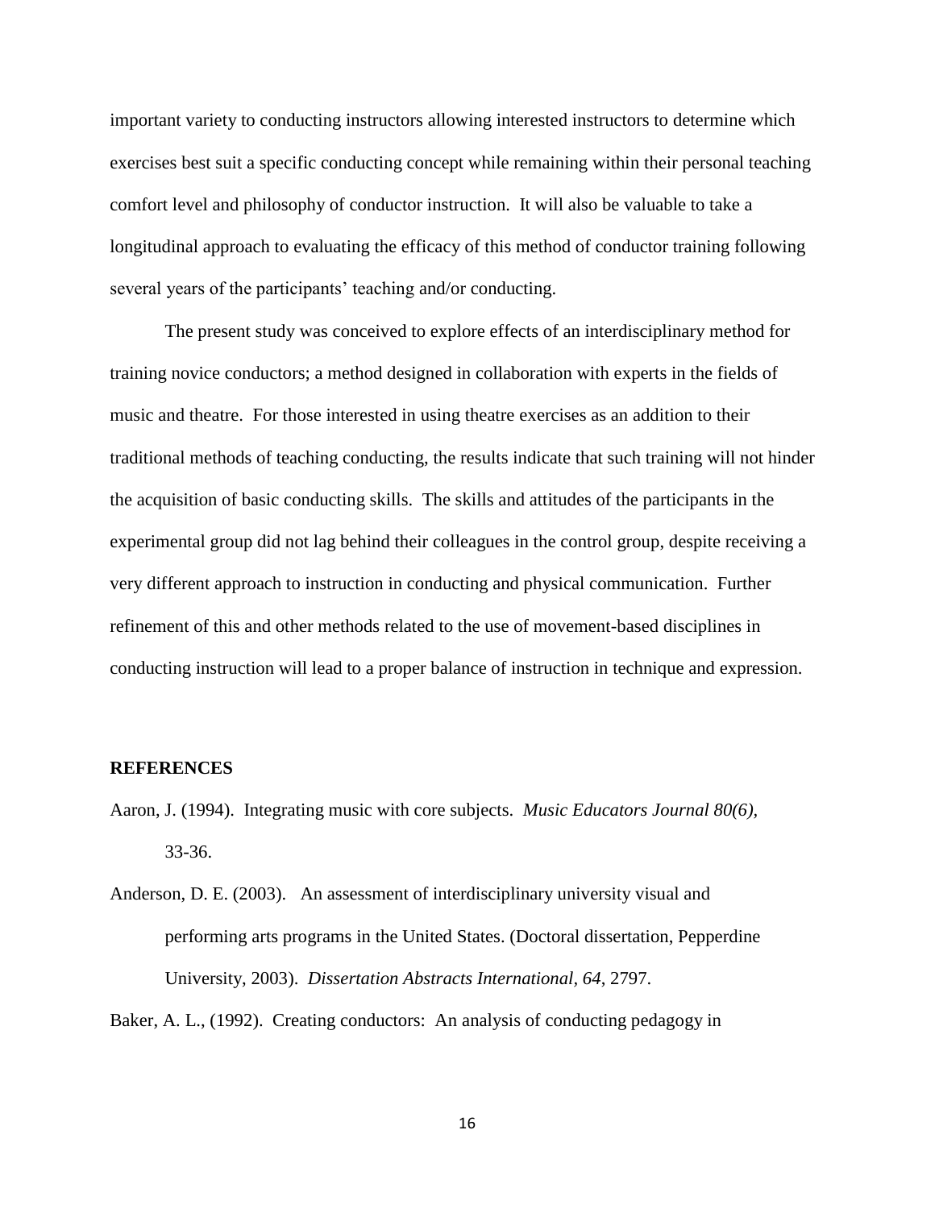important variety to conducting instructors allowing interested instructors to determine which exercises best suit a specific conducting concept while remaining within their personal teaching comfort level and philosophy of conductor instruction. It will also be valuable to take a longitudinal approach to evaluating the efficacy of this method of conductor training following several years of the participants' teaching and/or conducting.

The present study was conceived to explore effects of an interdisciplinary method for training novice conductors; a method designed in collaboration with experts in the fields of music and theatre. For those interested in using theatre exercises as an addition to their traditional methods of teaching conducting, the results indicate that such training will not hinder the acquisition of basic conducting skills. The skills and attitudes of the participants in the experimental group did not lag behind their colleagues in the control group, despite receiving a very different approach to instruction in conducting and physical communication. Further refinement of this and other methods related to the use of movement-based disciplines in conducting instruction will lead to a proper balance of instruction in technique and expression.

## REFERENCES

Aaron, J. (1994). Integrating music with core subjects. *Music Educators Journal 80(6),* 33-36.

Anderson, D. E. (2003). An assessment of interdisciplinary university visual and performing arts programs in the United States. (Doctoral dissertation, Pepperdine University, 2003). *Dissertation Abstracts International, 64*, 2797.

Baker, A. L., (1992). Creating conductors: An analysis of conducting pedagogy in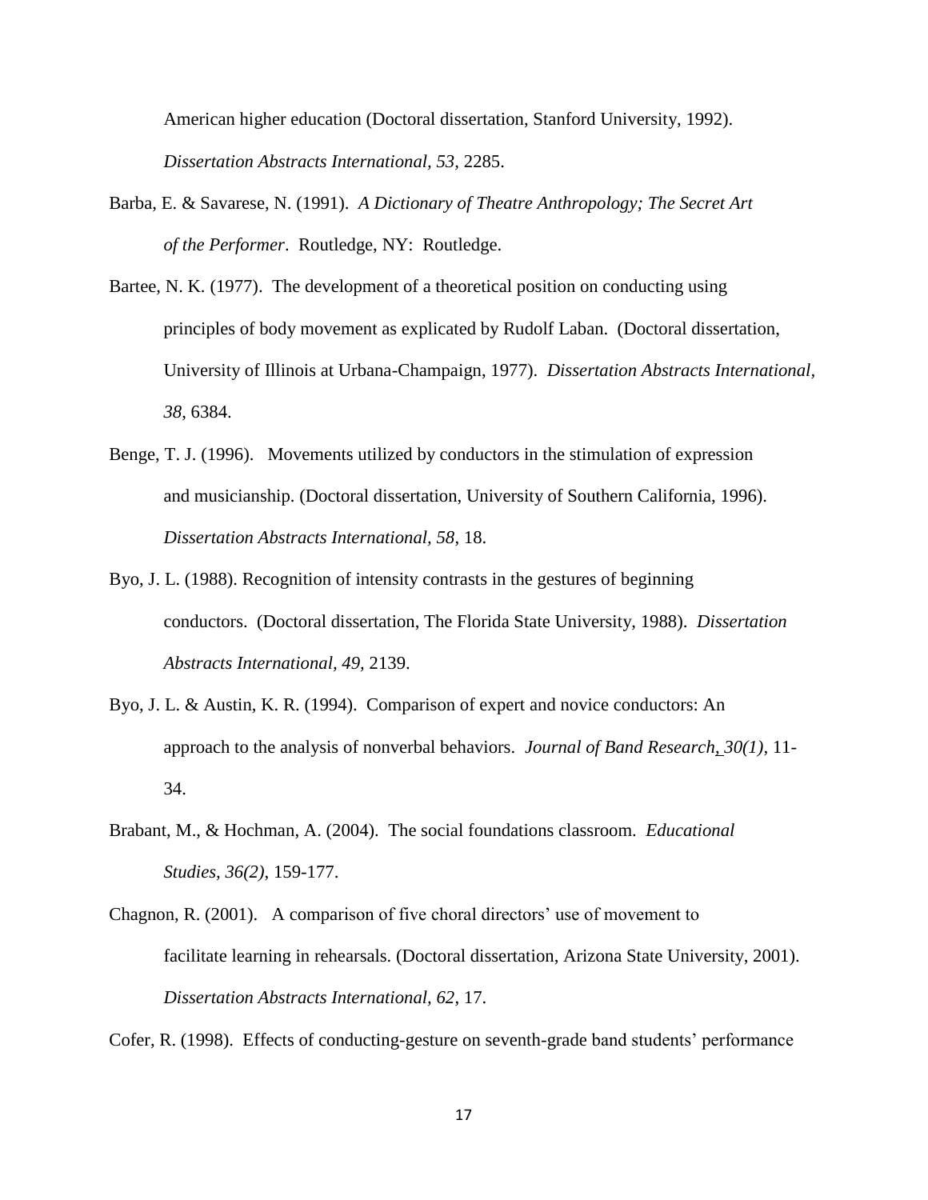American higher education (Doctoral dissertation, Stanford University, 1992). *Dissertation Abstracts International, 53,* 2285.

Barba, E. & Savarese, N. (1991). *A Dictionary of Theatre Anthropology; The Secret Art of the Performer*. Routledge, NY: Routledge.

Bartee, N. K. (1977). The development of a theoretical position on conducting using principles of body movement as explicated by Rudolf Laban. (Doctoral dissertation, University of Illinois at Urbana-Champaign, 1977). *Dissertation Abstracts International, 38*, 6384.

Benge, T. J. (1996). Movements utilized by conductors in the stimulation of expression and musicianship. (Doctoral dissertation, University of Southern California, 1996). *Dissertation Abstracts International, 58*, 18.

Byo, J. L. (1988). Recognition of intensity contrasts in the gestures of beginning conductors. (Doctoral dissertation, The Florida State University, 1988). *Dissertation Abstracts International, 49,* 2139.

Byo, J. L. & Austin, K. R. (1994). Comparison of expert and novice conductors: An approach to the analysis of nonverbal behaviors. *Journal of Band Research, 30(1)*, 11-34.

Brabant, M., & Hochman, A. (2004). The social foundations classroom. *Educational Studies, 36(2)*, 159-177.

Chagnon, R. (2001). A comparison of five choral directors' use of movement to facilitate learning in rehearsals. (Doctoral dissertation, Arizona State University, 2001). *Dissertation Abstracts International, 62*, 17.

Cofer, R. (1998). Effects of conducting-gesture on seventh-grade band students' performance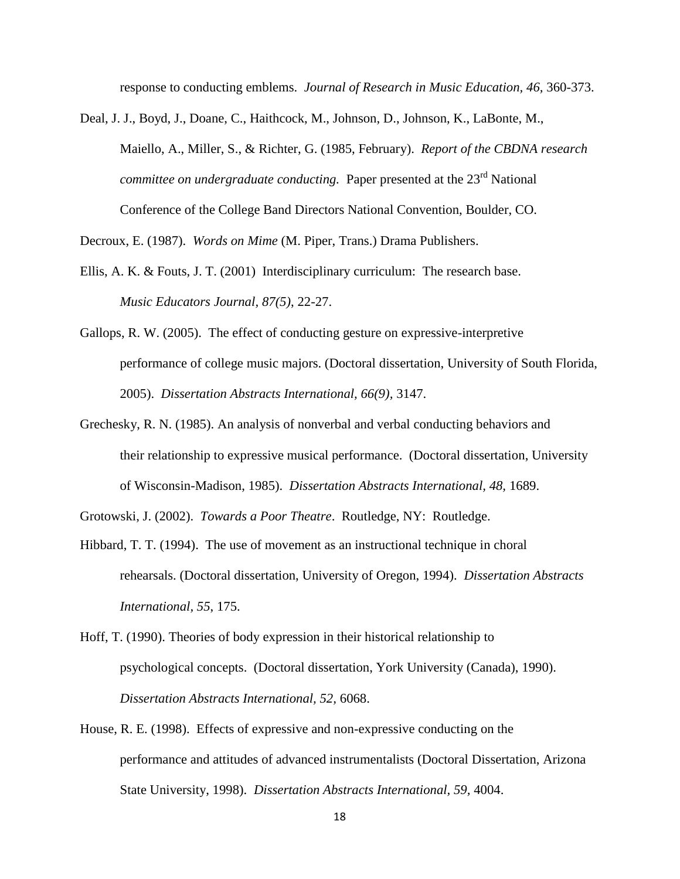response to conducting emblems. *Journal of Research in Music Education, 46,* 360-373.

Deal, J. J., Boyd, J., Doane, C., Haithcock, M., Johnson, D., Johnson, K., LaBonte, M., Maiello, A., Miller, S., & Richter, G. (1985, February). *Report of the CBDNA research committee on undergraduate conducting.* Paper presented at the 23rd National Conference of the College Band Directors National Convention, Boulder, CO.

Decroux, E. (1987). *Words on Mime* (M. Piper, Trans.) Drama Publishers.

Ellis, A. K. & Fouts, J. T. (2001) Interdisciplinary curriculum: The research base. *Music Educators Journal, 87(5)*, 22-27.

Gallops, R. W. (2005). The effect of conducting gesture on expressive-interpretive performance of college music majors. (Doctoral dissertation, University of South Florida, 2005). *Dissertation Abstracts International, 66(9),* 3147.

Grechesky, R. N. (1985). An analysis of nonverbal and verbal conducting behaviors and their relationship to expressive musical performance. (Doctoral dissertation, University of Wisconsin-Madison, 1985). *Dissertation Abstracts International, 48,* 1689.

Grotowski, J. (2002). *Towards a Poor Theatre*. Routledge, NY: Routledge.

Hibbard, T. T. (1994). The use of movement as an instructional technique in choral rehearsals. (Doctoral dissertation, University of Oregon, 1994). *Dissertation Abstracts International, 55*, 175.

Hoff, T. (1990). Theories of body expression in their historical relationship to psychological concepts. (Doctoral dissertation, York University (Canada), 1990). *Dissertation Abstracts International, 52,* 6068.

House, R. E. (1998). Effects of expressive and non-expressive conducting on the performance and attitudes of advanced instrumentalists (Doctoral Dissertation, Arizona State University, 1998). *Dissertation Abstracts International, 59,* 4004.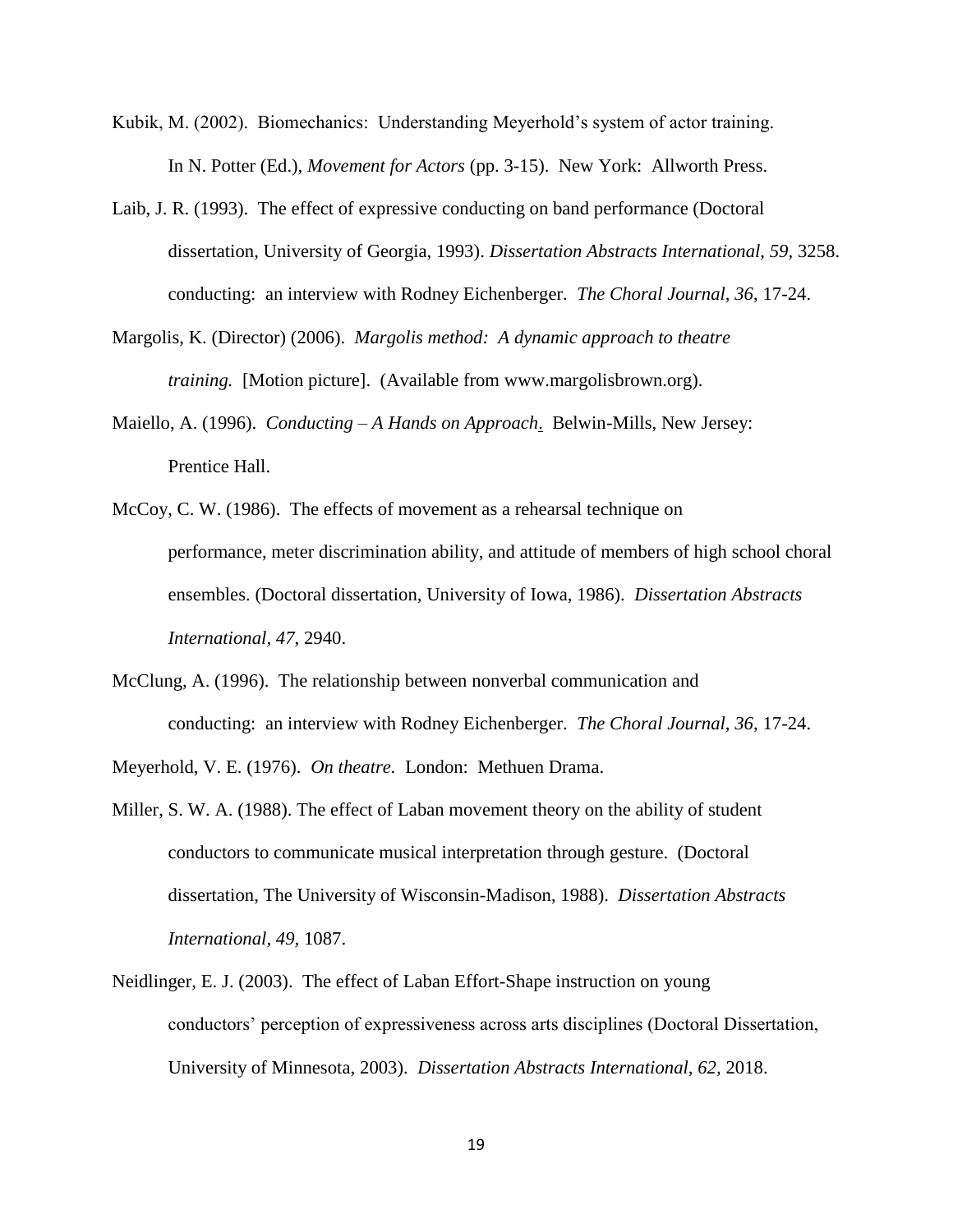Kubik, M. (2002). Biomechanics: Understanding Meyerhold's system of actor training. In N. Potter (Ed.), *Movement for Actors* (pp. 3-15). New York: Allworth Press.

Laib, J. R. (1993). The effect of expressive conducting on band performance (Doctoral dissertation, University of Georgia, 1993). *Dissertation Abstracts International, 59,* 3258. conducting: an interview with Rodney Eichenberger. *The Choral Journal, 36*, 17-24.

Margolis, K. (Director) (2006). *Margolis method: A dynamic approach to theatre training.* [Motion picture]. (Available from www.margolisbrown.org).

Maiello, A. (1996). *Conducting – A Hands on Approach*. Belwin-Mills, New Jersey: Prentice Hall.

McCoy, C. W. (1986). The effects of movement as a rehearsal technique on performance, meter discrimination ability, and attitude of members of high school choral ensembles. (Doctoral dissertation, University of Iowa, 1986). *Dissertation Abstracts International, 47*, 2940.

McClung, A. (1996). The relationship between nonverbal communication and conducting: an interview with Rodney Eichenberger. *The Choral Journal, 36*, 17-24.

Meyerhold, V. E. (1976). *On theatre.* London: Methuen Drama.

Miller, S. W. A. (1988). The effect of Laban movement theory on the ability of student conductors to communicate musical interpretation through gesture. (Doctoral dissertation, The University of Wisconsin-Madison, 1988). *Dissertation Abstracts International, 49*, 1087.

Neidlinger, E. J. (2003). The effect of Laban Effort-Shape instruction on young conductors' perception of expressiveness across arts disciplines (Doctoral Dissertation, University of Minnesota, 2003). *Dissertation Abstracts International, 62,* 2018.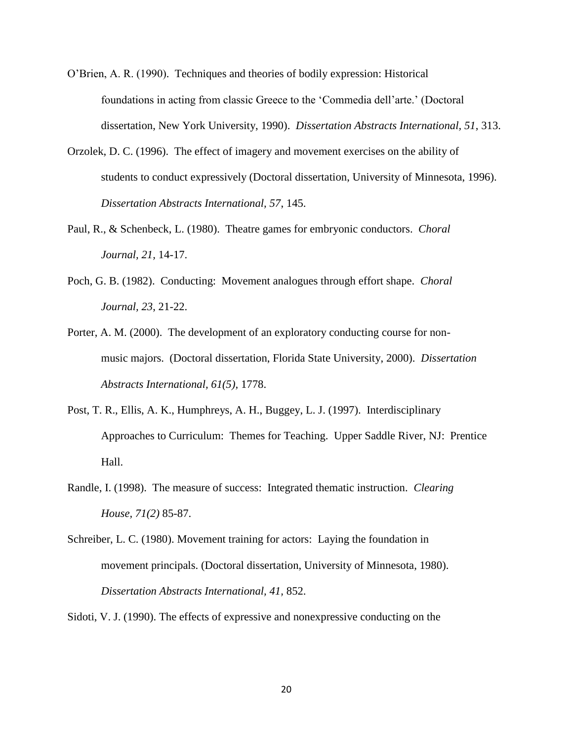O'Brien, A. R. (1990). Techniques and theories of bodily expression: Historical foundations in acting from classic Greece to the 'Commedia dell'arte.' (Doctoral dissertation, New York University, 1990). *Dissertation Abstracts International*, *51*, 313.

Orzolek, D. C. (1996). The effect of imagery and movement exercises on the ability of students to conduct expressively (Doctoral dissertation, University of Minnesota, 1996). *Dissertation Abstracts International*, *57*, 145.

Paul, R., & Schenbeck, L. (1980). Theatre games for embryonic conductors. *Choral Journal*, *21*, 14-17.

Poch, G. B. (1982). Conducting: Movement analogues through effort shape. *Choral Journal, 23*, 21-22.

Porter, A. M. (2000). The development of an exploratory conducting course for non-music majors. (Doctoral dissertation, Florida State University, 2000). *Dissertation Abstracts International, 61(5),* 1778.

Post, T. R., Ellis, A. K., Humphreys, A. H., Buggey, L. J. (1997). Interdisciplinary Approaches to Curriculum: Themes for Teaching. Upper Saddle River, NJ: Prentice Hall.

Randle, I. (1998). The measure of success: Integrated thematic instruction. *Clearing House, 71(2)* 85-87.

Schreiber, L. C. (1980). Movement training for actors: Laying the foundation in movement principals. (Doctoral dissertation, University of Minnesota, 1980). *Dissertation Abstracts International*, *41*, 852.

Sidoti, V. J. (1990). The effects of expressive and nonexpressive conducting on the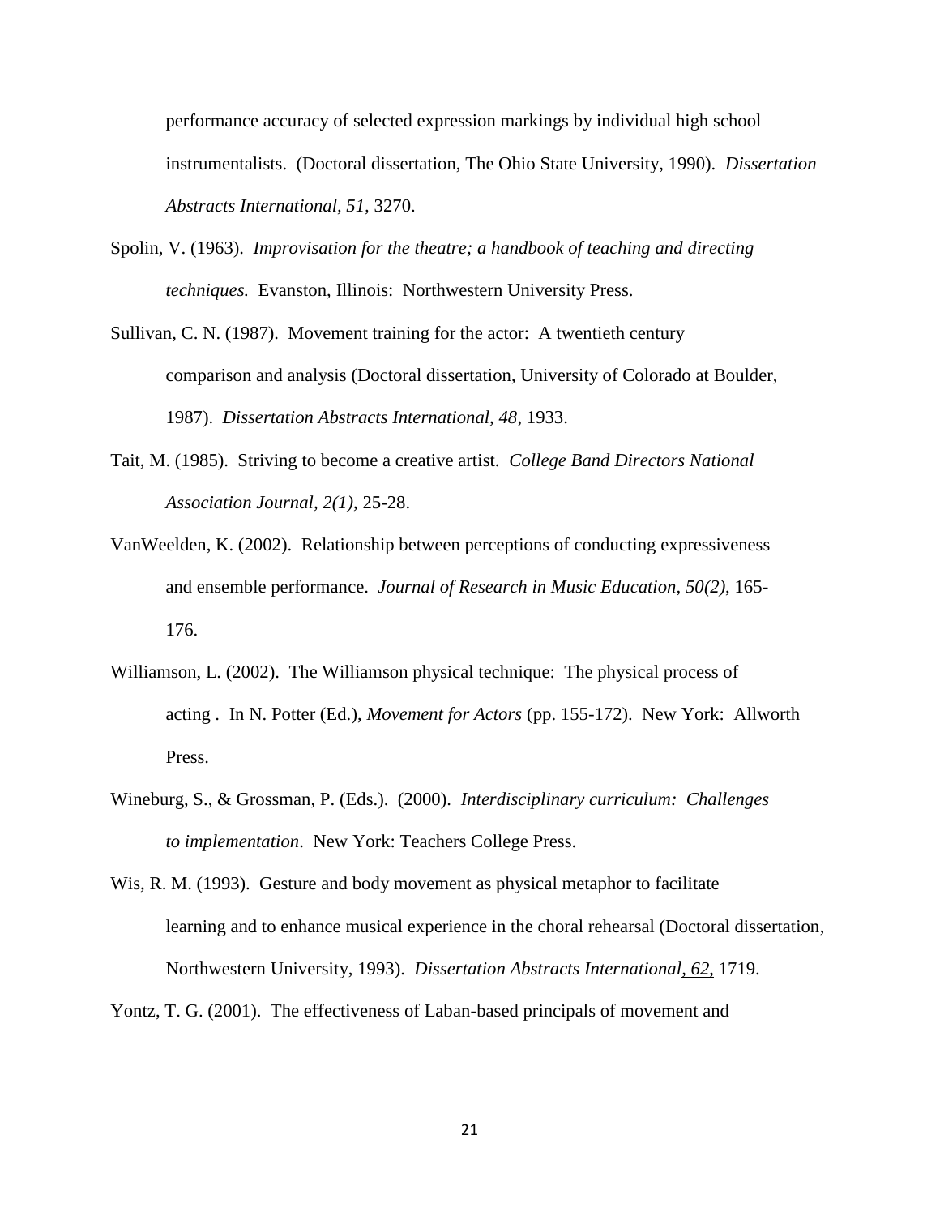performance accuracy of selected expression markings by individual high school instrumentalists. (Doctoral dissertation, The Ohio State University, 1990). *Dissertation Abstracts International, 51*, 3270.

Spolin, V. (1963). *Improvisation for the theatre; a handbook of teaching and directing techniques.* Evanston, Illinois: Northwestern University Press.

Sullivan, C. N. (1987). Movement training for the actor: A twentieth century comparison and analysis (Doctoral dissertation, University of Colorado at Boulder, 1987). *Dissertation Abstracts International, 48*, 1933.

Tait, M. (1985). Striving to become a creative artist. *College Band Directors National Association Journal, 2(1)*, 25-28.

VanWeelden, K. (2002). Relationship between perceptions of conducting expressiveness and ensemble performance. *Journal of Research in Music Education, 50(2)*, 165-176.

Williamson, L. (2002). The Williamson physical technique: The physical process of acting . In N. Potter (Ed.), *Movement for Actors* (pp. 155-172). New York: Allworth Press.

Wineburg, S., & Grossman, P. (Eds.). (2000). *Interdisciplinary curriculum: Challenges to implementation*. New York: Teachers College Press.

Wis, R. M. (1993). Gesture and body movement as physical metaphor to facilitate learning and to enhance musical experience in the choral rehearsal (Doctoral dissertation, Northwestern University, 1993). *Dissertation Abstracts International, 62,* 1719.

Yontz, T. G. (2001). The effectiveness of Laban-based principals of movement and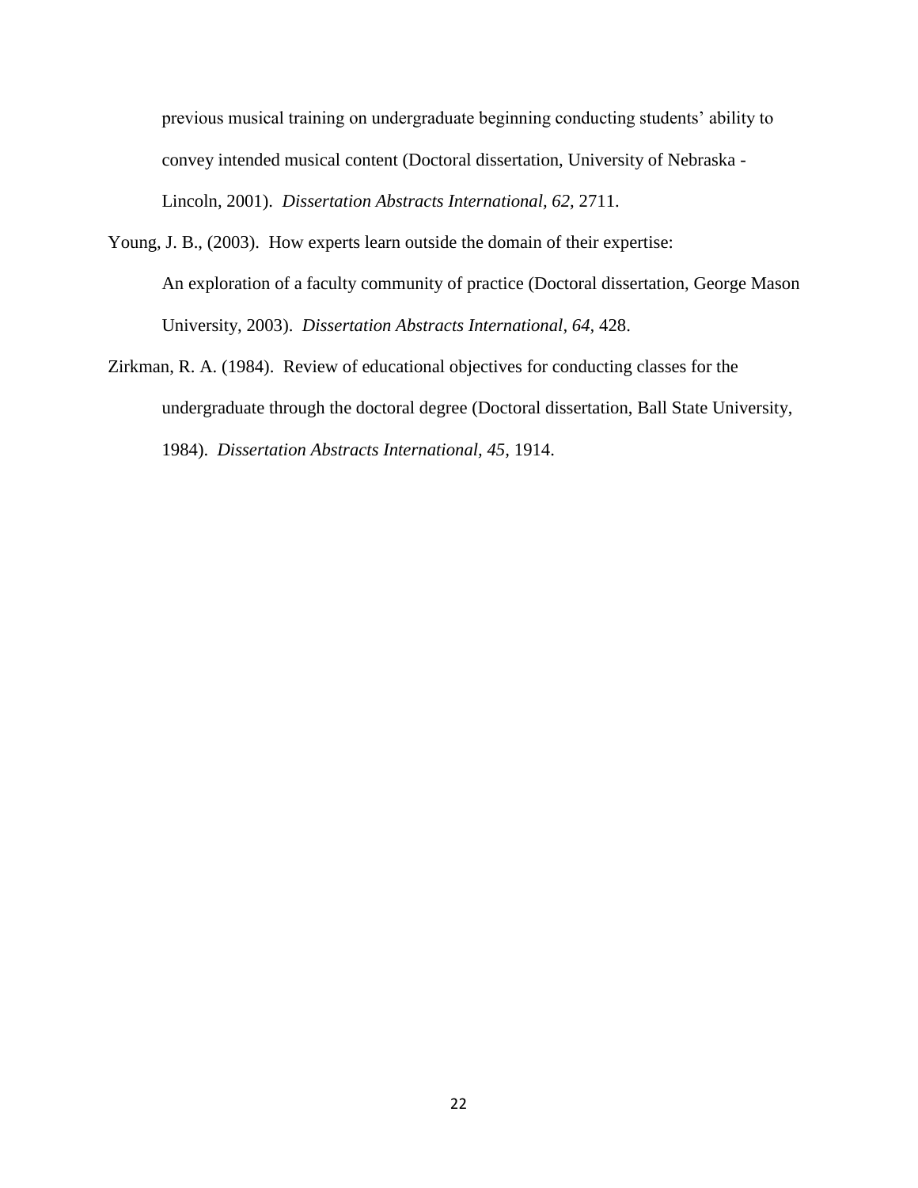previous musical training on undergraduate beginning conducting students' ability to convey intended musical content (Doctoral dissertation, University of Nebraska - Lincoln, 2001). *Dissertation Abstracts International, 62,* 2711.

Young, J. B., (2003). How experts learn outside the domain of their expertise: An exploration of a faculty community of practice (Doctoral dissertation, George Mason University, 2003). *Dissertation Abstracts International, 64,* 428.

Zirkman, R. A. (1984). Review of educational objectives for conducting classes for the undergraduate through the doctoral degree (Doctoral dissertation, Ball State University, 1984). *Dissertation Abstracts International, 45,* 1914.